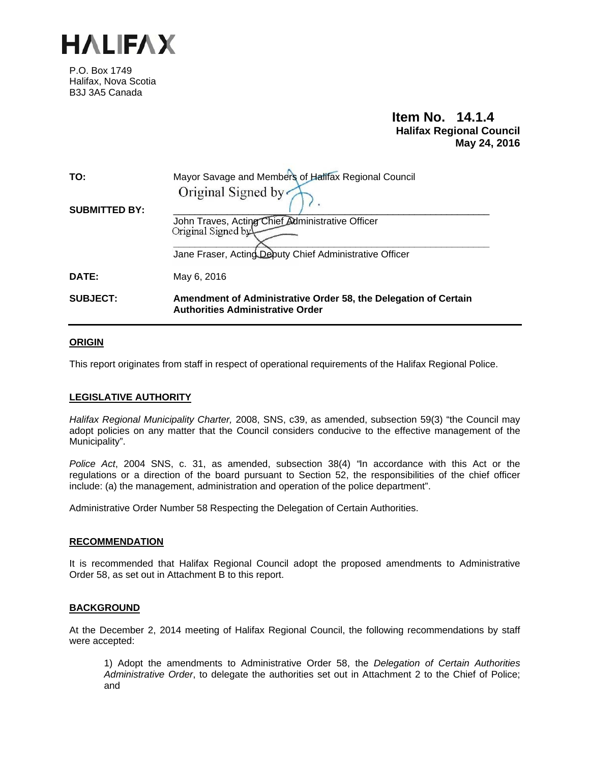# HALIFAX

P.O. Box 1749
Halifax, Nova Scotia
B3J 3A5 Canada

**Item No. 14.1.4**
**Halifax Regional Council**
**May 24, 2016**

**TO:** Mayor Savage and Members of Halifax Regional Council

**SUBMITTED BY:**

Original Signed by

John Traves, Acting Chief Administrative Officer

Original Signed by

Jane Fraser, Acting Deputy Chief Administrative Officer

**DATE:** May 6, 2016

**SUBJECT:** **Amendment of Administrative Order 58, the Delegation of Certain Authorities Administrative Order**

---

## ORIGIN

This report originates from staff in respect of operational requirements of the Halifax Regional Police.

## LEGISLATIVE AUTHORITY

*Halifax Regional Municipality Charter,* 2008, SNS, c39, as amended, subsection 59(3) "the Council may adopt policies on any matter that the Council considers conducive to the effective management of the Municipality".

*Police Act*, 2004 SNS, c. 31, as amended, subsection 38(4) "In accordance with this Act or the regulations or a direction of the board pursuant to Section 52, the responsibilities of the chief officer include: (a) the management, administration and operation of the police department".

Administrative Order Number 58 Respecting the Delegation of Certain Authorities.

## RECOMMENDATION

It is recommended that Halifax Regional Council adopt the proposed amendments to Administrative Order 58, as set out in Attachment B to this report.

## BACKGROUND

At the December 2, 2014 meeting of Halifax Regional Council, the following recommendations by staff were accepted:

> 1) Adopt the amendments to Administrative Order 58, the *Delegation of Certain Authorities Administrative Order*, to delegate the authorities set out in Attachment 2 to the Chief of Police; and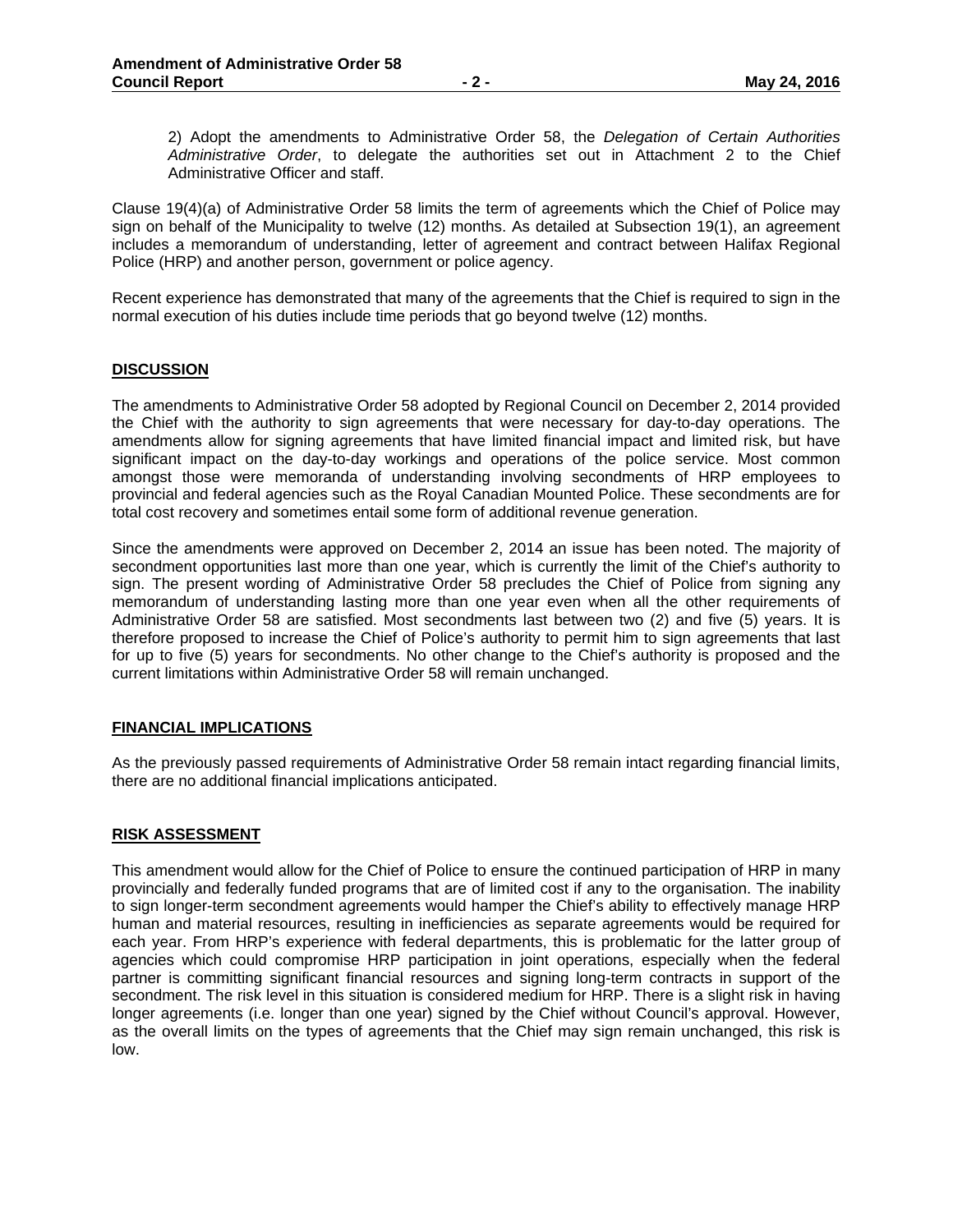2) Adopt the amendments to Administrative Order 58, the *Delegation of Certain Authorities Administrative Order*, to delegate the authorities set out in Attachment 2 to the Chief Administrative Officer and staff.

Clause 19(4)(a) of Administrative Order 58 limits the term of agreements which the Chief of Police may sign on behalf of the Municipality to twelve (12) months. As detailed at Subsection 19(1), an agreement includes a memorandum of understanding, letter of agreement and contract between Halifax Regional Police (HRP) and another person, government or police agency.

Recent experience has demonstrated that many of the agreements that the Chief is required to sign in the normal execution of his duties include time periods that go beyond twelve (12) months.

## DISCUSSION

The amendments to Administrative Order 58 adopted by Regional Council on December 2, 2014 provided the Chief with the authority to sign agreements that were necessary for day-to-day operations. The amendments allow for signing agreements that have limited financial impact and limited risk, but have significant impact on the day-to-day workings and operations of the police service. Most common amongst those were memoranda of understanding involving secondments of HRP employees to provincial and federal agencies such as the Royal Canadian Mounted Police. These secondments are for total cost recovery and sometimes entail some form of additional revenue generation.

Since the amendments were approved on December 2, 2014 an issue has been noted. The majority of secondment opportunities last more than one year, which is currently the limit of the Chief's authority to sign. The present wording of Administrative Order 58 precludes the Chief of Police from signing any memorandum of understanding lasting more than one year even when all the other requirements of Administrative Order 58 are satisfied. Most secondments last between two (2) and five (5) years. It is therefore proposed to increase the Chief of Police's authority to permit him to sign agreements that last for up to five (5) years for secondments. No other change to the Chief's authority is proposed and the current limitations within Administrative Order 58 will remain unchanged.

## FINANCIAL IMPLICATIONS

As the previously passed requirements of Administrative Order 58 remain intact regarding financial limits, there are no additional financial implications anticipated.

## RISK ASSESSMENT

This amendment would allow for the Chief of Police to ensure the continued participation of HRP in many provincially and federally funded programs that are of limited cost if any to the organisation. The inability to sign longer-term secondment agreements would hamper the Chief's ability to effectively manage HRP human and material resources, resulting in inefficiencies as separate agreements would be required for each year. From HRP's experience with federal departments, this is problematic for the latter group of agencies which could compromise HRP participation in joint operations, especially when the federal partner is committing significant financial resources and signing long-term contracts in support of the secondment. The risk level in this situation is considered medium for HRP. There is a slight risk in having longer agreements (i.e. longer than one year) signed by the Chief without Council's approval. However, as the overall limits on the types of agreements that the Chief may sign remain unchanged, this risk is low.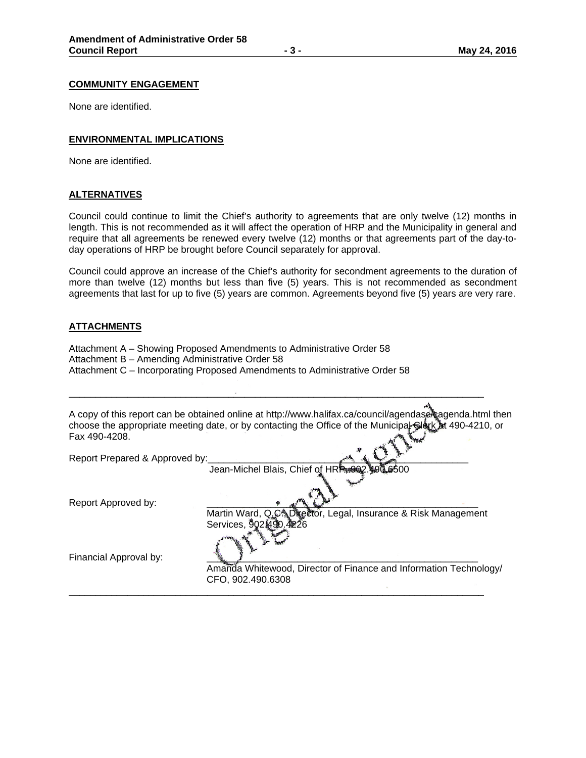## COMMUNITY ENGAGEMENT

None are identified.

## ENVIRONMENTAL IMPLICATIONS

None are identified.

## ALTERNATIVES

Council could continue to limit the Chief's authority to agreements that are only twelve (12) months in length. This is not recommended as it will affect the operation of HRP and the Municipality in general and require that all agreements be renewed every twelve (12) months or that agreements part of the day-to-day operations of HRP be brought before Council separately for approval.

Council could approve an increase of the Chief's authority for secondment agreements to the duration of more than twelve (12) months but less than five (5) years. This is not recommended as secondment agreements that last for up to five (5) years are common. Agreements beyond five (5) years are very rare.

## ATTACHMENTS

Attachment A – Showing Proposed Amendments to Administrative Order 58
Attachment B – Amending Administrative Order 58
Attachment C – Incorporating Proposed Amendments to Administrative Order 58

---

A copy of this report can be obtained online at http://www.halifax.ca/council/agendasc/cagenda.html then choose the appropriate meeting date, or by contacting the Office of the Municipal Clerk at 490-4210, or Fax 490-4208.

Report Prepared & Approved by: Jean-Michel Blais, Chief of HRP, 902.490.6500

Report Approved by: Martin Ward, Q.C., Director, Legal, Insurance & Risk Management Services, 902.490.4226

Financial Approval by: Amanda Whitewood, Director of Finance and Information Technology/ CFO, 902.490.6308

Original Signed

---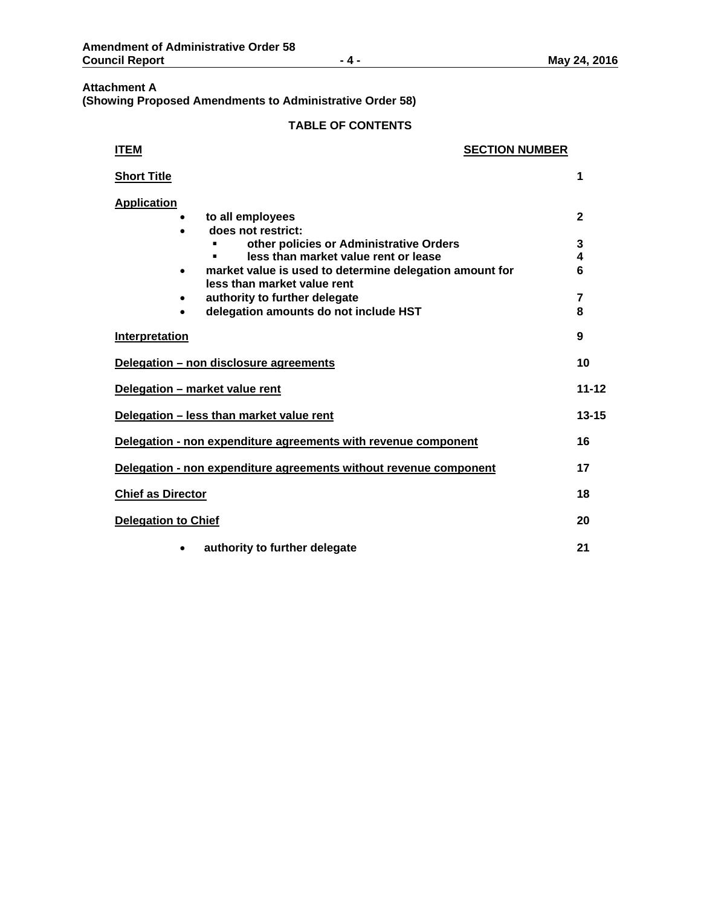**Attachment A**
**(Showing Proposed Amendments to Administrative Order 58)**

## TABLE OF CONTENTS

| ITEM | SECTION NUMBER |
|---|---|
| **Short Title** | 1 |
| **Application** | |
| • to all employees | 2 |
| • does not restrict: | |
| ▪ other policies or Administrative Orders | 3 |
| ▪ less than market value rent or lease | 4 |
| • market value is used to determine delegation amount for less than market value rent | 6 |
| • authority to further delegate | 7 |
| • delegation amounts do not include HST | 8 |
| **Interpretation** | 9 |
| **Delegation – non disclosure agreements** | 10 |
| **Delegation – market value rent** | 11-12 |
| **Delegation – less than market value rent** | 13-15 |
| **Delegation - non expenditure agreements with revenue component** | 16 |
| **Delegation - non expenditure agreements without revenue component** | 17 |
| **Chief as Director** | 18 |
| **Delegation to Chief** | 20 |
| • authority to further delegate | 21 |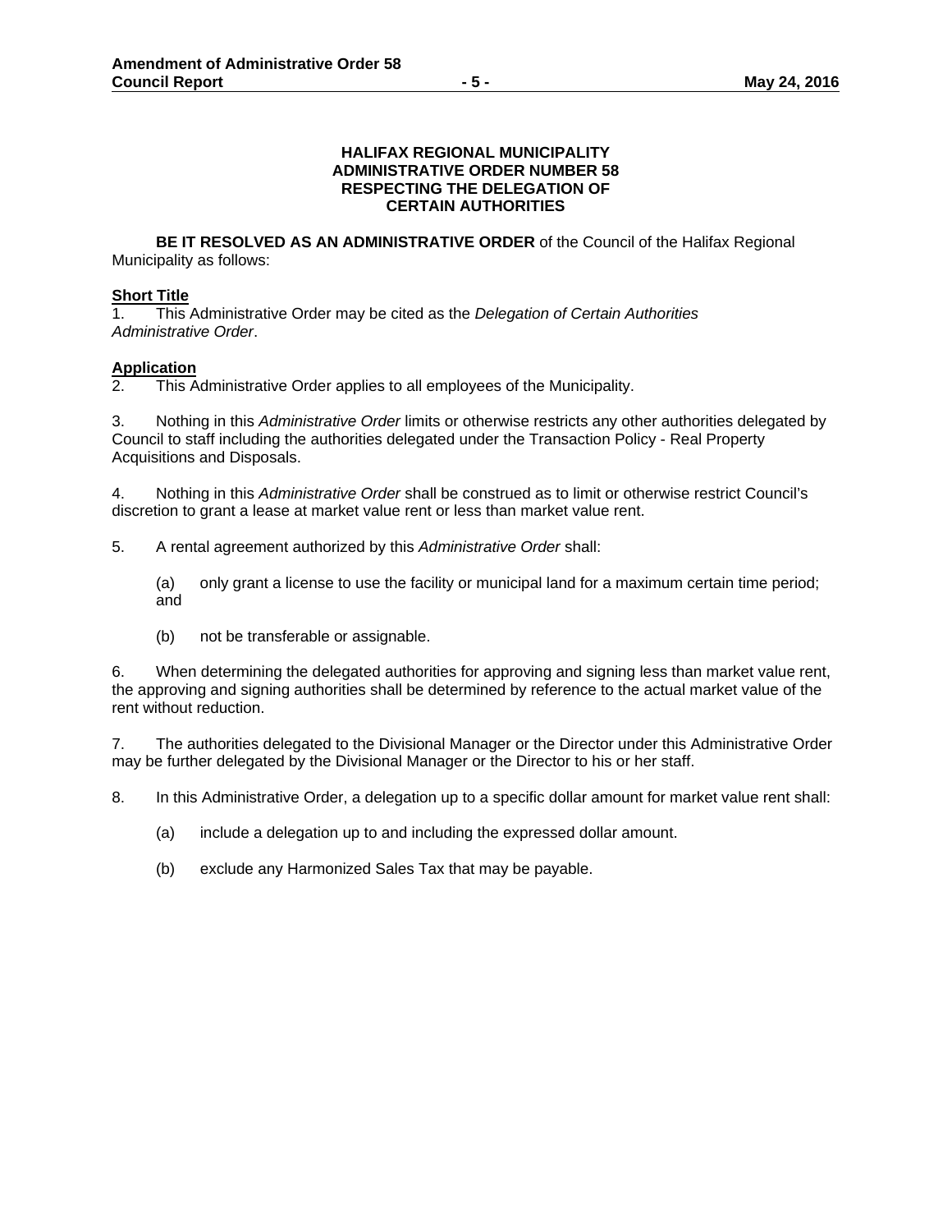**HALIFAX REGIONAL MUNICIPALITY**
**ADMINISTRATIVE ORDER NUMBER 58**
**RESPECTING THE DELEGATION OF**
**CERTAIN AUTHORITIES**

**BE IT RESOLVED AS AN ADMINISTRATIVE ORDER** of the Council of the Halifax Regional Municipality as follows:

**Short Title**

1. This Administrative Order may be cited as the *Delegation of Certain Authorities Administrative Order*.

**Application**

2. This Administrative Order applies to all employees of the Municipality.

3. Nothing in this *Administrative Order* limits or otherwise restricts any other authorities delegated by Council to staff including the authorities delegated under the Transaction Policy - Real Property Acquisitions and Disposals.

4. Nothing in this *Administrative Order* shall be construed as to limit or otherwise restrict Council's discretion to grant a lease at market value rent or less than market value rent.

5. A rental agreement authorized by this *Administrative Order* shall:

   (a) only grant a license to use the facility or municipal land for a maximum certain time period; and

   (b) not be transferable or assignable.

6. When determining the delegated authorities for approving and signing less than market value rent, the approving and signing authorities shall be determined by reference to the actual market value of the rent without reduction.

7. The authorities delegated to the Divisional Manager or the Director under this Administrative Order may be further delegated by the Divisional Manager or the Director to his or her staff.

8. In this Administrative Order, a delegation up to a specific dollar amount for market value rent shall:

   (a) include a delegation up to and including the expressed dollar amount.

   (b) exclude any Harmonized Sales Tax that may be payable.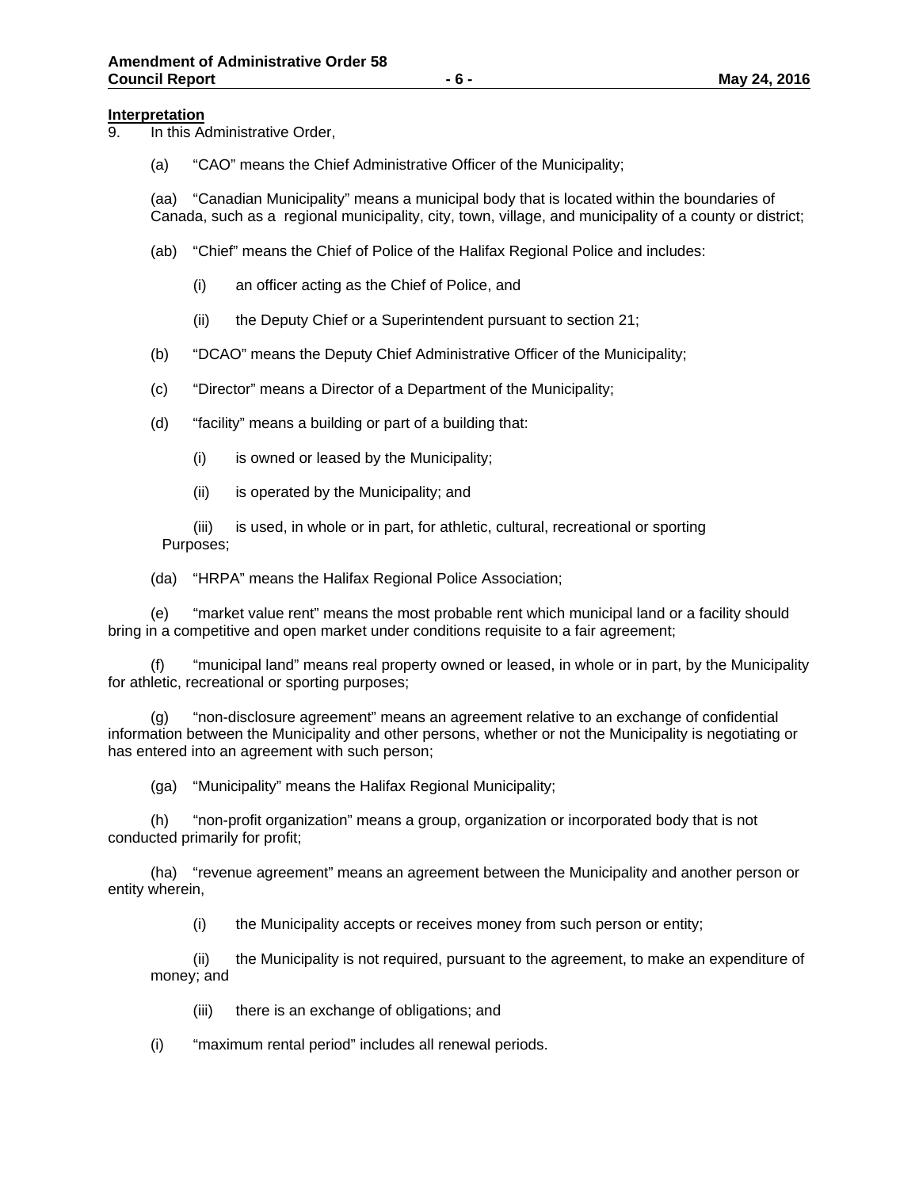**Interpretation**

9. In this Administrative Order,

(a) "CAO" means the Chief Administrative Officer of the Municipality;

(aa) "Canadian Municipality" means a municipal body that is located within the boundaries of Canada, such as a regional municipality, city, town, village, and municipality of a county or district;

(ab) "Chief" means the Chief of Police of the Halifax Regional Police and includes:

(i) an officer acting as the Chief of Police, and

(ii) the Deputy Chief or a Superintendent pursuant to section 21;

(b) "DCAO" means the Deputy Chief Administrative Officer of the Municipality;

(c) "Director" means a Director of a Department of the Municipality;

(d) "facility" means a building or part of a building that:

(i) is owned or leased by the Municipality;

(ii) is operated by the Municipality; and

(iii) is used, in whole or in part, for athletic, cultural, recreational or sporting Purposes;

(da) "HRPA" means the Halifax Regional Police Association;

(e) "market value rent" means the most probable rent which municipal land or a facility should bring in a competitive and open market under conditions requisite to a fair agreement;

(f) "municipal land" means real property owned or leased, in whole or in part, by the Municipality for athletic, recreational or sporting purposes;

(g) "non-disclosure agreement" means an agreement relative to an exchange of confidential information between the Municipality and other persons, whether or not the Municipality is negotiating or has entered into an agreement with such person;

(ga) "Municipality" means the Halifax Regional Municipality;

(h) "non-profit organization" means a group, organization or incorporated body that is not conducted primarily for profit;

(ha) "revenue agreement" means an agreement between the Municipality and another person or entity wherein,

(i) the Municipality accepts or receives money from such person or entity;

(ii) the Municipality is not required, pursuant to the agreement, to make an expenditure of money; and

(iii) there is an exchange of obligations; and

(i) "maximum rental period" includes all renewal periods.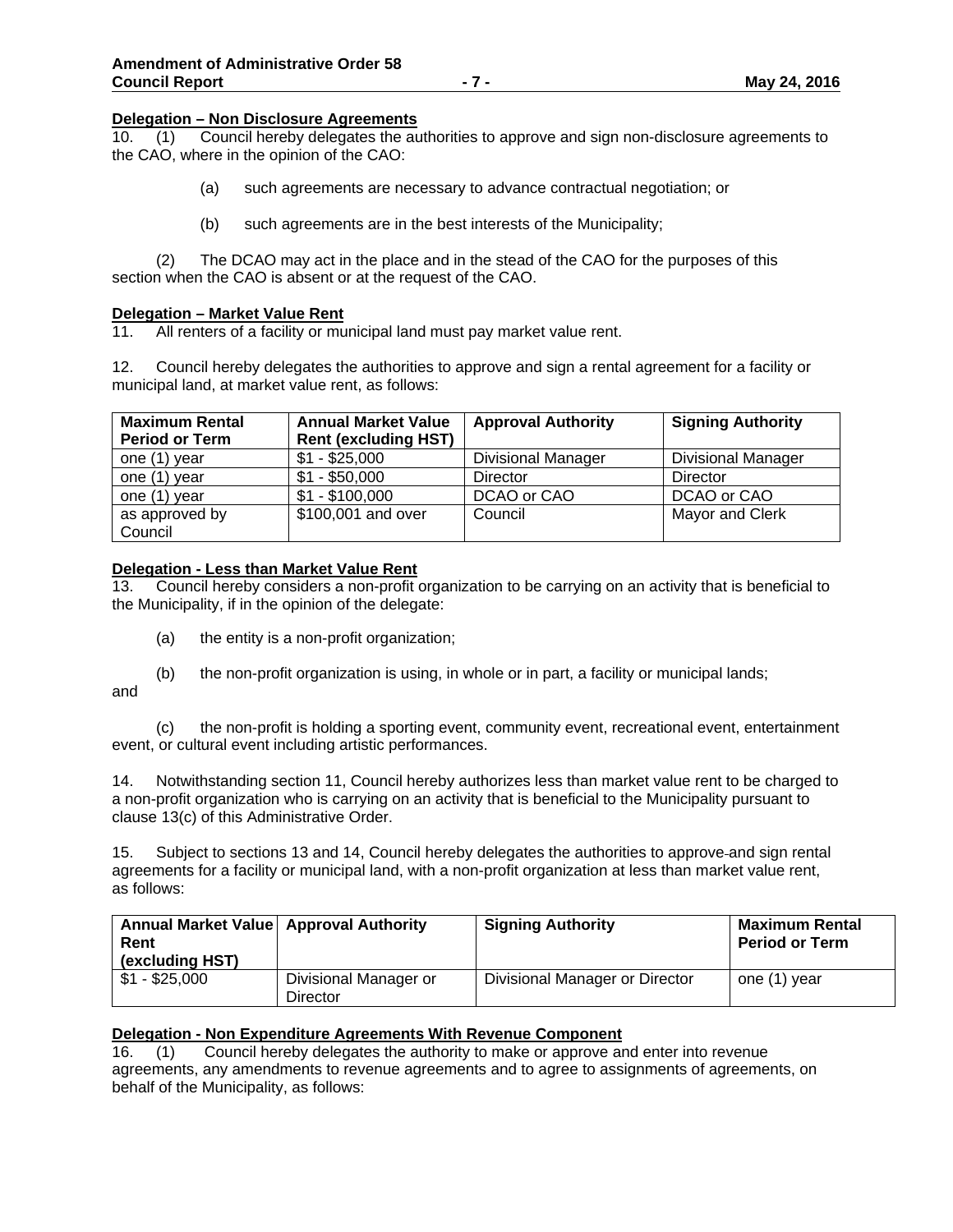**Delegation – Non Disclosure Agreements**

10. (1) Council hereby delegates the authorities to approve and sign non-disclosure agreements to the CAO, where in the opinion of the CAO:

(a) such agreements are necessary to advance contractual negotiation; or

(b) such agreements are in the best interests of the Municipality;

(2) The DCAO may act in the place and in the stead of the CAO for the purposes of this section when the CAO is absent or at the request of the CAO.

**Delegation – Market Value Rent**

11. All renters of a facility or municipal land must pay market value rent.

12. Council hereby delegates the authorities to approve and sign a rental agreement for a facility or municipal land, at market value rent, as follows:

| Maximum Rental Period or Term | Annual Market Value Rent (excluding HST) | Approval Authority | Signing Authority |
|---|---|---|---|
| one (1) year | $1 - $25,000 | Divisional Manager | Divisional Manager |
| one (1) year | $1 - $50,000 | Director | Director |
| one (1) year | $1 - $100,000 | DCAO or CAO | DCAO or CAO |
| as approved by Council | $100,001 and over | Council | Mayor and Clerk |

**Delegation - Less than Market Value Rent**

13. Council hereby considers a non-profit organization to be carrying on an activity that is beneficial to the Municipality, if in the opinion of the delegate:

(a) the entity is a non-profit organization;

(b) the non-profit organization is using, in whole or in part, a facility or municipal lands; and

(c) the non-profit is holding a sporting event, community event, recreational event, entertainment event, or cultural event including artistic performances.

14. Notwithstanding section 11, Council hereby authorizes less than market value rent to be charged to a non-profit organization who is carrying on an activity that is beneficial to the Municipality pursuant to clause 13(c) of this Administrative Order.

15. Subject to sections 13 and 14, Council hereby delegates the authorities to approve and sign rental agreements for a facility or municipal land, with a non-profit organization at less than market value rent, as follows:

| Annual Market Value Rent (excluding HST) | Approval Authority | Signing Authority | Maximum Rental Period or Term |
|---|---|---|---|
| $1 - $25,000 | Divisional Manager or Director | Divisional Manager or Director | one (1) year |

**Delegation - Non Expenditure Agreements With Revenue Component**

16. (1) Council hereby delegates the authority to make or approve and enter into revenue agreements, any amendments to revenue agreements and to agree to assignments of agreements, on behalf of the Municipality, as follows: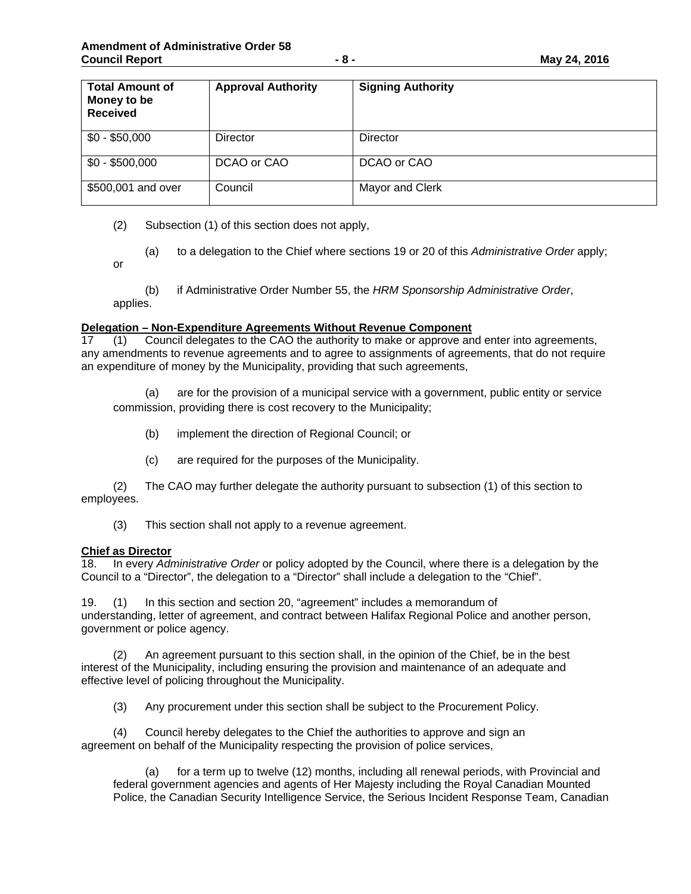| Total Amount of Money to be Received | Approval Authority | Signing Authority |
|---|---|---|
| $0 - $50,000 | Director | Director |
| $0 - $500,000 | DCAO or CAO | DCAO or CAO |
| $500,001 and over | Council | Mayor and Clerk |

(2) Subsection (1) of this section does not apply,

(a) to a delegation to the Chief where sections 19 or 20 of this *Administrative Order* apply; or

(b) if Administrative Order Number 55, the *HRM Sponsorship Administrative Order*, applies.

**Delegation – Non-Expenditure Agreements Without Revenue Component**

17 (1) Council delegates to the CAO the authority to make or approve and enter into agreements, any amendments to revenue agreements and to agree to assignments of agreements, that do not require an expenditure of money by the Municipality, providing that such agreements,

(a) are for the provision of a municipal service with a government, public entity or service commission, providing there is cost recovery to the Municipality;

(b) implement the direction of Regional Council; or

(c) are required for the purposes of the Municipality.

(2) The CAO may further delegate the authority pursuant to subsection (1) of this section to employees.

(3) This section shall not apply to a revenue agreement.

**Chief as Director**

18. In every *Administrative Order* or policy adopted by the Council, where there is a delegation by the Council to a "Director", the delegation to a "Director" shall include a delegation to the "Chief".

19. (1) In this section and section 20, "agreement" includes a memorandum of understanding, letter of agreement, and contract between Halifax Regional Police and another person, government or police agency.

(2) An agreement pursuant to this section shall, in the opinion of the Chief, be in the best interest of the Municipality, including ensuring the provision and maintenance of an adequate and effective level of policing throughout the Municipality.

(3) Any procurement under this section shall be subject to the Procurement Policy.

(4) Council hereby delegates to the Chief the authorities to approve and sign an agreement on behalf of the Municipality respecting the provision of police services,

(a) for a term up to twelve (12) months, including all renewal periods, with Provincial and federal government agencies and agents of Her Majesty including the Royal Canadian Mounted Police, the Canadian Security Intelligence Service, the Serious Incident Response Team, Canadian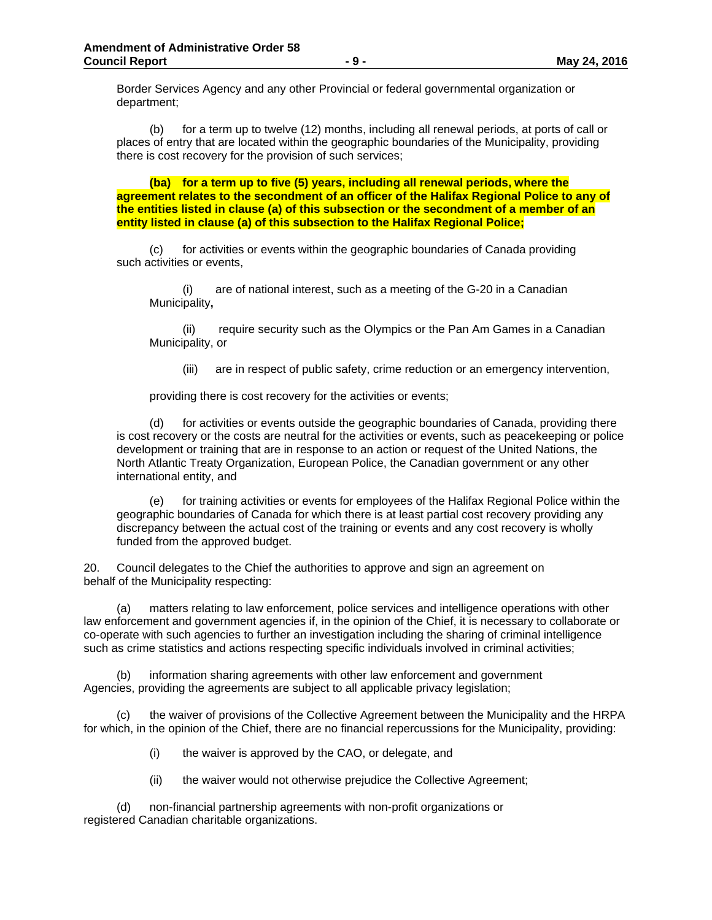Border Services Agency and any other Provincial or federal governmental organization or department;

(b) for a term up to twelve (12) months, including all renewal periods, at ports of call or places of entry that are located within the geographic boundaries of the Municipality, providing there is cost recovery for the provision of such services;

**(ba) for a term up to five (5) years, including all renewal periods, where the agreement relates to the secondment of an officer of the Halifax Regional Police to any of the entities listed in clause (a) of this subsection or the secondment of a member of an entity listed in clause (a) of this subsection to the Halifax Regional Police;**

(c) for activities or events within the geographic boundaries of Canada providing such activities or events,

(i) are of national interest, such as a meeting of the G-20 in a Canadian Municipality**,**

(ii) require security such as the Olympics or the Pan Am Games in a Canadian Municipality, or

(iii) are in respect of public safety, crime reduction or an emergency intervention,

providing there is cost recovery for the activities or events;

(d) for activities or events outside the geographic boundaries of Canada, providing there is cost recovery or the costs are neutral for the activities or events, such as peacekeeping or police development or training that are in response to an action or request of the United Nations, the North Atlantic Treaty Organization, European Police, the Canadian government or any other international entity, and

(e) for training activities or events for employees of the Halifax Regional Police within the geographic boundaries of Canada for which there is at least partial cost recovery providing any discrepancy between the actual cost of the training or events and any cost recovery is wholly funded from the approved budget.

20. Council delegates to the Chief the authorities to approve and sign an agreement on behalf of the Municipality respecting:

(a) matters relating to law enforcement, police services and intelligence operations with other law enforcement and government agencies if, in the opinion of the Chief, it is necessary to collaborate or co-operate with such agencies to further an investigation including the sharing of criminal intelligence such as crime statistics and actions respecting specific individuals involved in criminal activities;

(b) information sharing agreements with other law enforcement and government Agencies, providing the agreements are subject to all applicable privacy legislation;

(c) the waiver of provisions of the Collective Agreement between the Municipality and the HRPA for which, in the opinion of the Chief, there are no financial repercussions for the Municipality, providing:

(i) the waiver is approved by the CAO, or delegate, and

(ii) the waiver would not otherwise prejudice the Collective Agreement;

(d) non-financial partnership agreements with non-profit organizations or registered Canadian charitable organizations.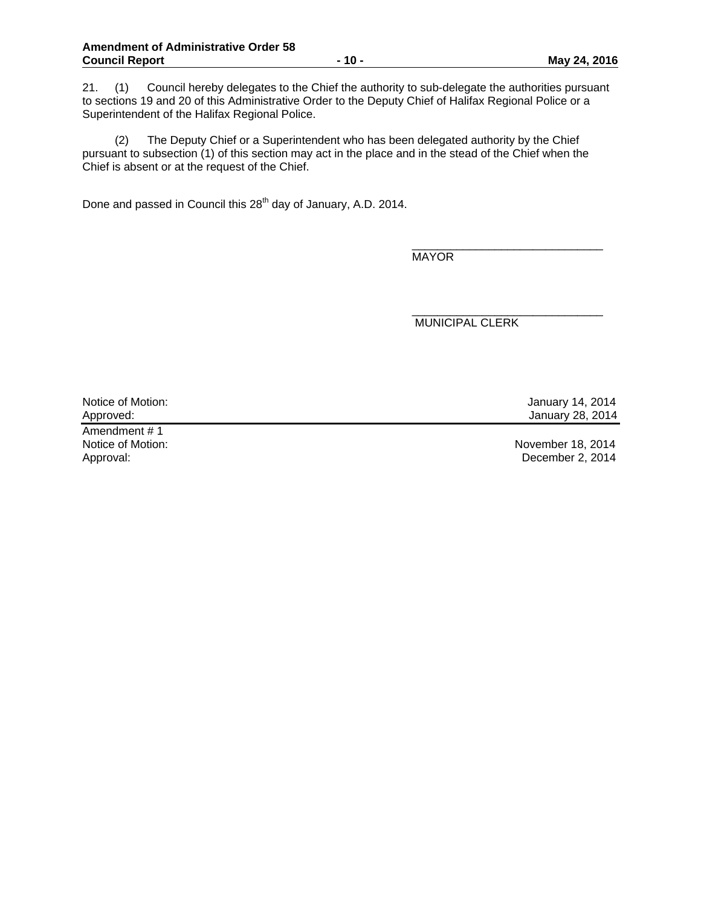21. (1) Council hereby delegates to the Chief the authority to sub-delegate the authorities pursuant to sections 19 and 20 of this Administrative Order to the Deputy Chief of Halifax Regional Police or a Superintendent of the Halifax Regional Police.

(2) The Deputy Chief or a Superintendent who has been delegated authority by the Chief pursuant to subsection (1) of this section may act in the place and in the stead of the Chief when the Chief is absent or at the request of the Chief.

Done and passed in Council this 28th day of January, A.D. 2014.

______________________________
MAYOR

______________________________
MUNICIPAL CLERK

| | |
|---|---|
| Notice of Motion: | January 14, 2014 |
| Approved: | January 28, 2014 |
| Amendment # 1 | |
| Notice of Motion: | November 18, 2014 |
| Approval: | December 2, 2014 |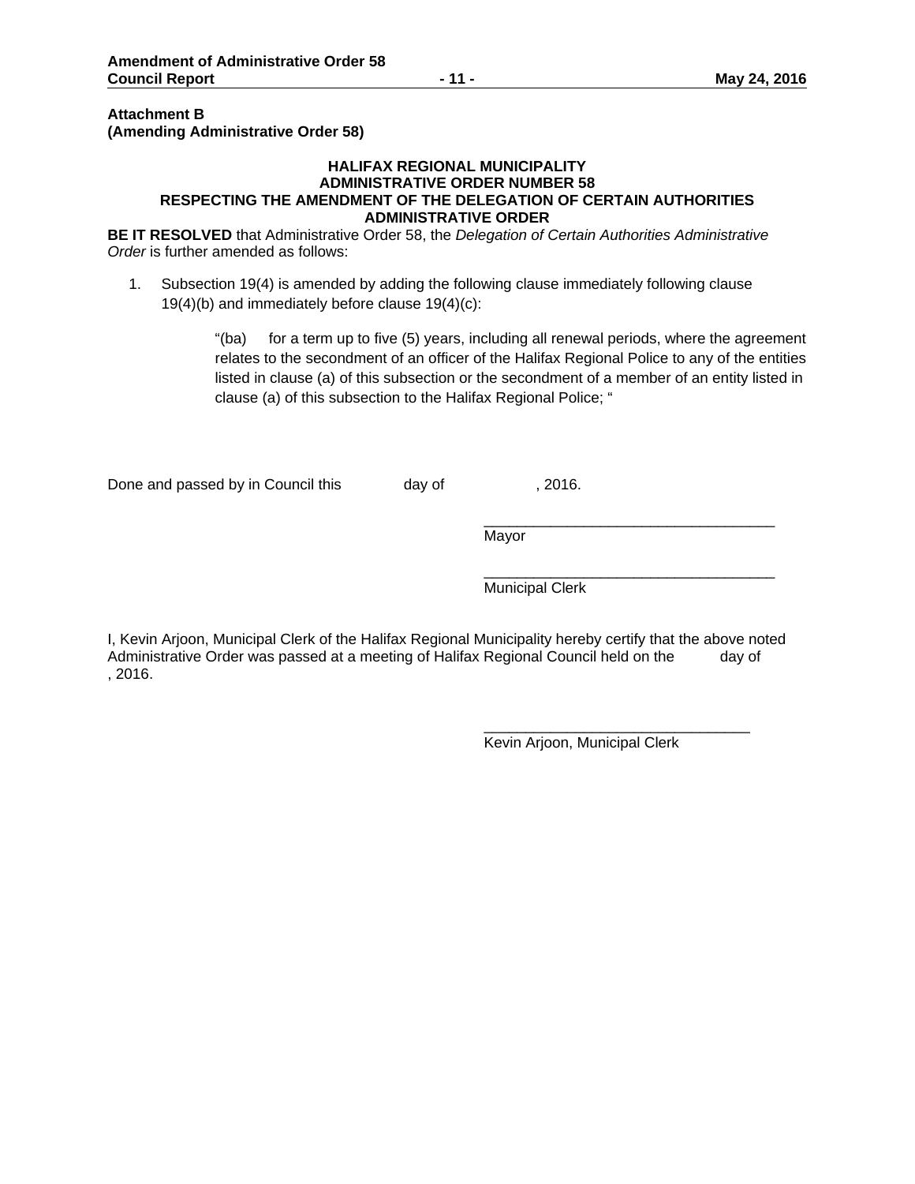**Attachment B**
**(Amending Administrative Order 58)**

**HALIFAX REGIONAL MUNICIPALITY**
**ADMINISTRATIVE ORDER NUMBER 58**
**RESPECTING THE AMENDMENT OF THE DELEGATION OF CERTAIN AUTHORITIES ADMINISTRATIVE ORDER**

**BE IT RESOLVED** that Administrative Order 58, the *Delegation of Certain Authorities Administrative Order* is further amended as follows:

1. Subsection 19(4) is amended by adding the following clause immediately following clause 19(4)(b) and immediately before clause 19(4)(c):

   "(ba) for a term up to five (5) years, including all renewal periods, where the agreement relates to the secondment of an officer of the Halifax Regional Police to any of the entities listed in clause (a) of this subsection or the secondment of a member of an entity listed in clause (a) of this subsection to the Halifax Regional Police; "

Done and passed by in Council this day of , 2016.

\_\_\_\_\_\_\_\_\_\_\_\_\_\_\_\_\_\_\_\_\_\_\_\_\_\_\_\_\_\_\_\_\_\_\_
Mayor

\_\_\_\_\_\_\_\_\_\_\_\_\_\_\_\_\_\_\_\_\_\_\_\_\_\_\_\_\_\_\_\_\_\_\_
Municipal Clerk

I, Kevin Arjoon, Municipal Clerk of the Halifax Regional Municipality hereby certify that the above noted Administrative Order was passed at a meeting of Halifax Regional Council held on the day of , 2016.

\_\_\_\_\_\_\_\_\_\_\_\_\_\_\_\_\_\_\_\_\_\_\_\_\_\_\_\_\_\_\_\_
Kevin Arjoon, Municipal Clerk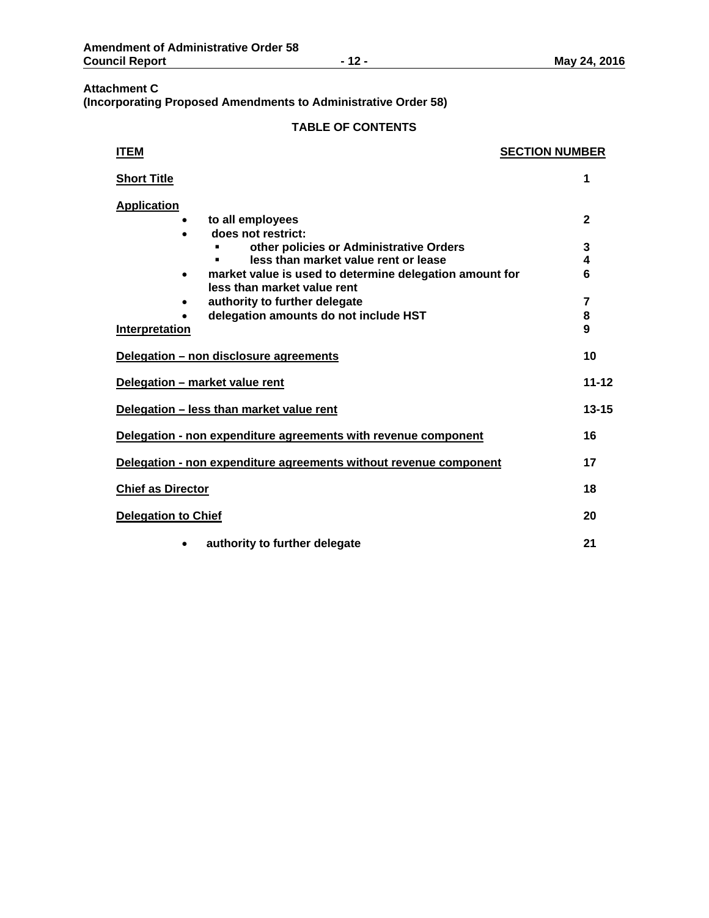**Attachment C**
**(Incorporating Proposed Amendments to Administrative Order 58)**

**TABLE OF CONTENTS**

| **ITEM** | **SECTION NUMBER** |
|---|---|
| **Short Title** | 1 |
| **Application** | |
| • to all employees | 2 |
| • does not restrict: | |
| ▪ other policies or Administrative Orders | 3 |
| ▪ less than market value rent or lease | 4 |
| • market value is used to determine delegation amount for less than market value rent | 6 |
| • authority to further delegate | 7 |
| • delegation amounts do not include HST | 8 |
| **Interpretation** | 9 |
| **Delegation – non disclosure agreements** | 10 |
| **Delegation – market value rent** | 11-12 |
| **Delegation – less than market value rent** | 13-15 |
| **Delegation - non expenditure agreements with revenue component** | 16 |
| **Delegation - non expenditure agreements without revenue component** | 17 |
| **Chief as Director** | 18 |
| **Delegation to Chief** | 20 |
| • authority to further delegate | 21 |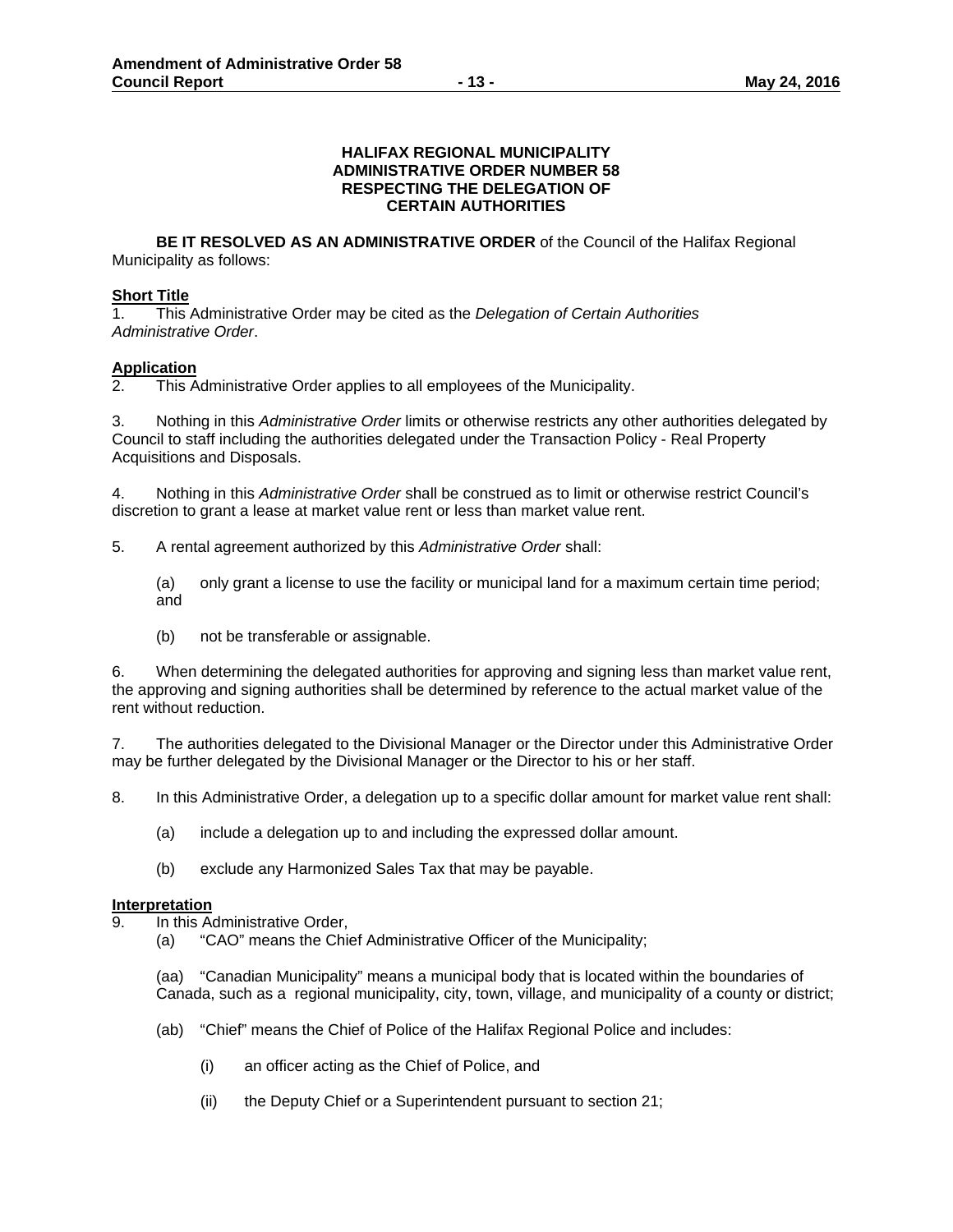**HALIFAX REGIONAL MUNICIPALITY**
**ADMINISTRATIVE ORDER NUMBER 58**
**RESPECTING THE DELEGATION OF**
**CERTAIN AUTHORITIES**

**BE IT RESOLVED AS AN ADMINISTRATIVE ORDER** of the Council of the Halifax Regional Municipality as follows:

**Short Title**

1. This Administrative Order may be cited as the *Delegation of Certain Authorities Administrative Order*.

**Application**

2. This Administrative Order applies to all employees of the Municipality.

3. Nothing in this *Administrative Order* limits or otherwise restricts any other authorities delegated by Council to staff including the authorities delegated under the Transaction Policy - Real Property Acquisitions and Disposals.

4. Nothing in this *Administrative Order* shall be construed as to limit or otherwise restrict Council's discretion to grant a lease at market value rent or less than market value rent.

5. A rental agreement authorized by this *Administrative Order* shall:

   (a) only grant a license to use the facility or municipal land for a maximum certain time period; and

   (b) not be transferable or assignable.

6. When determining the delegated authorities for approving and signing less than market value rent, the approving and signing authorities shall be determined by reference to the actual market value of the rent without reduction.

7. The authorities delegated to the Divisional Manager or the Director under this Administrative Order may be further delegated by the Divisional Manager or the Director to his or her staff.

8. In this Administrative Order, a delegation up to a specific dollar amount for market value rent shall:

   (a) include a delegation up to and including the expressed dollar amount.

   (b) exclude any Harmonized Sales Tax that may be payable.

**Interpretation**

9. In this Administrative Order,

   (a) "CAO" means the Chief Administrative Officer of the Municipality;

   (aa) "Canadian Municipality" means a municipal body that is located within the boundaries of Canada, such as a regional municipality, city, town, village, and municipality of a county or district;

   (ab) "Chief" means the Chief of Police of the Halifax Regional Police and includes:

      (i) an officer acting as the Chief of Police, and

      (ii) the Deputy Chief or a Superintendent pursuant to section 21;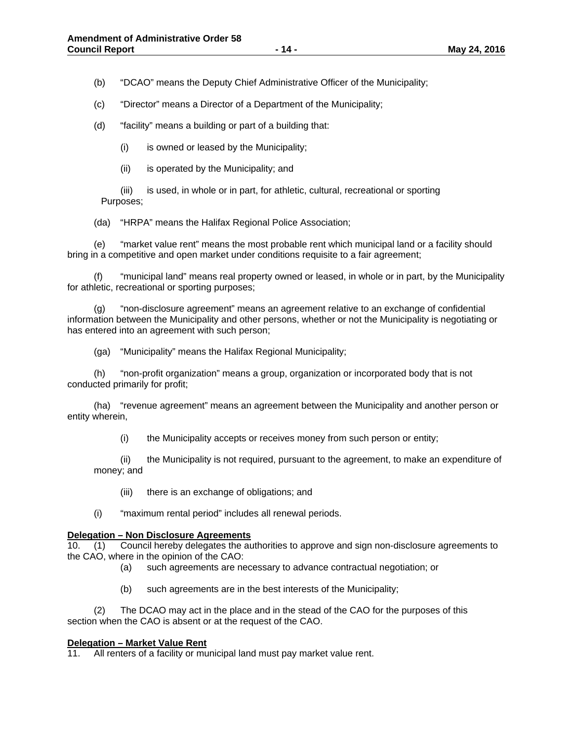(b) "DCAO" means the Deputy Chief Administrative Officer of the Municipality;

(c) "Director" means a Director of a Department of the Municipality;

(d) "facility" means a building or part of a building that:

(i) is owned or leased by the Municipality;

(ii) is operated by the Municipality; and

(iii) is used, in whole or in part, for athletic, cultural, recreational or sporting Purposes;

(da) "HRPA" means the Halifax Regional Police Association;

(e) "market value rent" means the most probable rent which municipal land or a facility should bring in a competitive and open market under conditions requisite to a fair agreement;

(f) "municipal land" means real property owned or leased, in whole or in part, by the Municipality for athletic, recreational or sporting purposes;

(g) "non-disclosure agreement" means an agreement relative to an exchange of confidential information between the Municipality and other persons, whether or not the Municipality is negotiating or has entered into an agreement with such person;

(ga) "Municipality" means the Halifax Regional Municipality;

(h) "non-profit organization" means a group, organization or incorporated body that is not conducted primarily for profit;

(ha) "revenue agreement" means an agreement between the Municipality and another person or entity wherein,

(i) the Municipality accepts or receives money from such person or entity;

(ii) the Municipality is not required, pursuant to the agreement, to make an expenditure of money; and

(iii) there is an exchange of obligations; and

(i) "maximum rental period" includes all renewal periods.

**Delegation – Non Disclosure Agreements**

10. (1) Council hereby delegates the authorities to approve and sign non-disclosure agreements to the CAO, where in the opinion of the CAO:

(a) such agreements are necessary to advance contractual negotiation; or

(b) such agreements are in the best interests of the Municipality;

(2) The DCAO may act in the place and in the stead of the CAO for the purposes of this section when the CAO is absent or at the request of the CAO.

**Delegation – Market Value Rent**

11. All renters of a facility or municipal land must pay market value rent.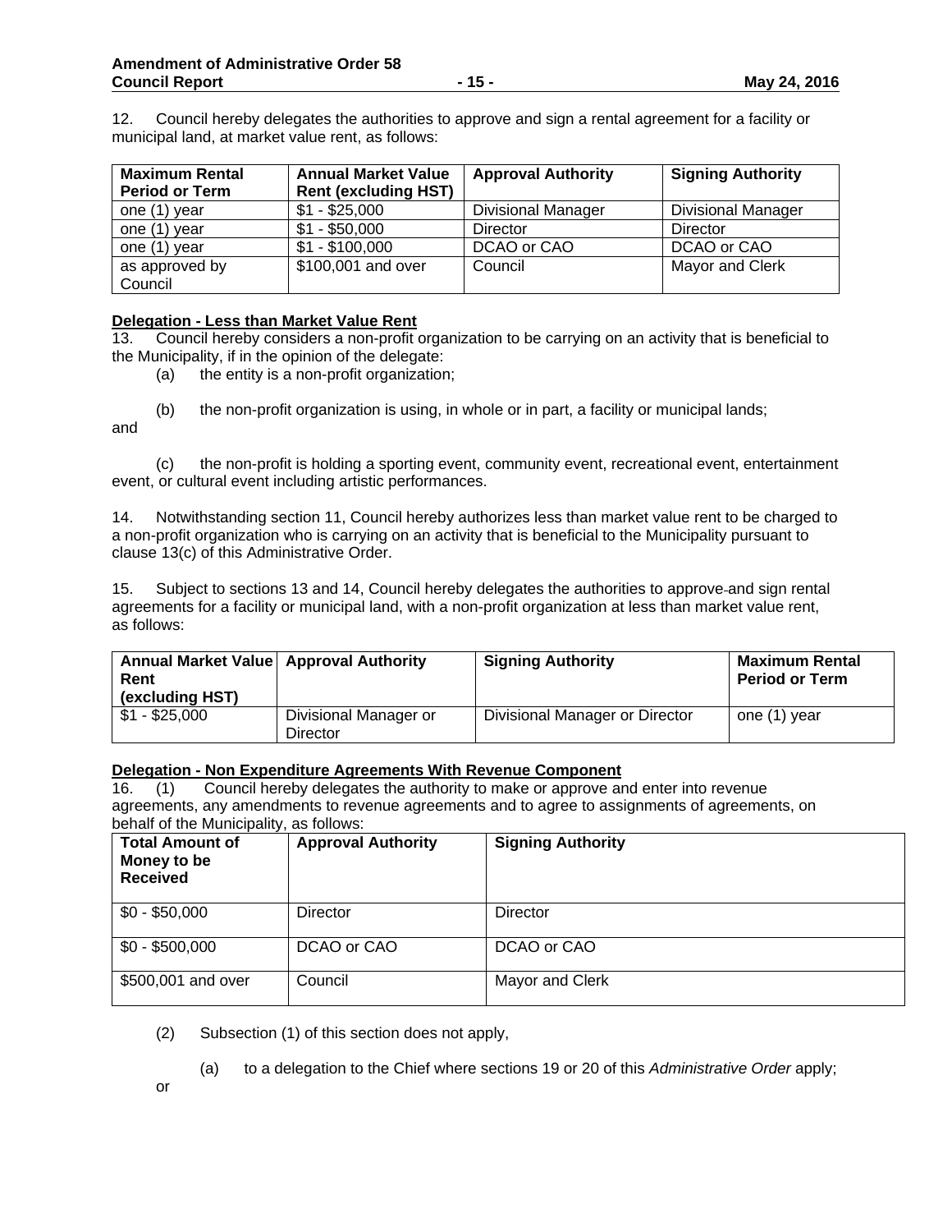12. Council hereby delegates the authorities to approve and sign a rental agreement for a facility or municipal land, at market value rent, as follows:

| Maximum Rental Period or Term | Annual Market Value Rent (excluding HST) | Approval Authority | Signing Authority |
|---|---|---|---|
| one (1) year | $1 - $25,000 | Divisional Manager | Divisional Manager |
| one (1) year | $1 - $50,000 | Director | Director |
| one (1) year | $1 - $100,000 | DCAO or CAO | DCAO or CAO |
| as approved by Council | $100,001 and over | Council | Mayor and Clerk |

**Delegation - Less than Market Value Rent**

13. Council hereby considers a non-profit organization to be carrying on an activity that is beneficial to the Municipality, if in the opinion of the delegate:

(a) the entity is a non-profit organization;

(b) the non-profit organization is using, in whole or in part, a facility or municipal lands; and

(c) the non-profit is holding a sporting event, community event, recreational event, entertainment event, or cultural event including artistic performances.

14. Notwithstanding section 11, Council hereby authorizes less than market value rent to be charged to a non-profit organization who is carrying on an activity that is beneficial to the Municipality pursuant to clause 13(c) of this Administrative Order.

15. Subject to sections 13 and 14, Council hereby delegates the authorities to approve and sign rental agreements for a facility or municipal land, with a non-profit organization at less than market value rent, as follows:

| Annual Market Value Rent (excluding HST) | Approval Authority | Signing Authority | Maximum Rental Period or Term |
|---|---|---|---|
| $1 - $25,000 | Divisional Manager or Director | Divisional Manager or Director | one (1) year |

**Delegation - Non Expenditure Agreements With Revenue Component**

16. (1) Council hereby delegates the authority to make or approve and enter into revenue agreements, any amendments to revenue agreements and to agree to assignments of agreements, on behalf of the Municipality, as follows:

| Total Amount of Money to be Received | Approval Authority | Signing Authority |
|---|---|---|
| $0 - $50,000 | Director | Director |
| $0 - $500,000 | DCAO or CAO | DCAO or CAO |
| $500,001 and over | Council | Mayor and Clerk |

(2) Subsection (1) of this section does not apply,

(a) to a delegation to the Chief where sections 19 or 20 of this *Administrative Order* apply; or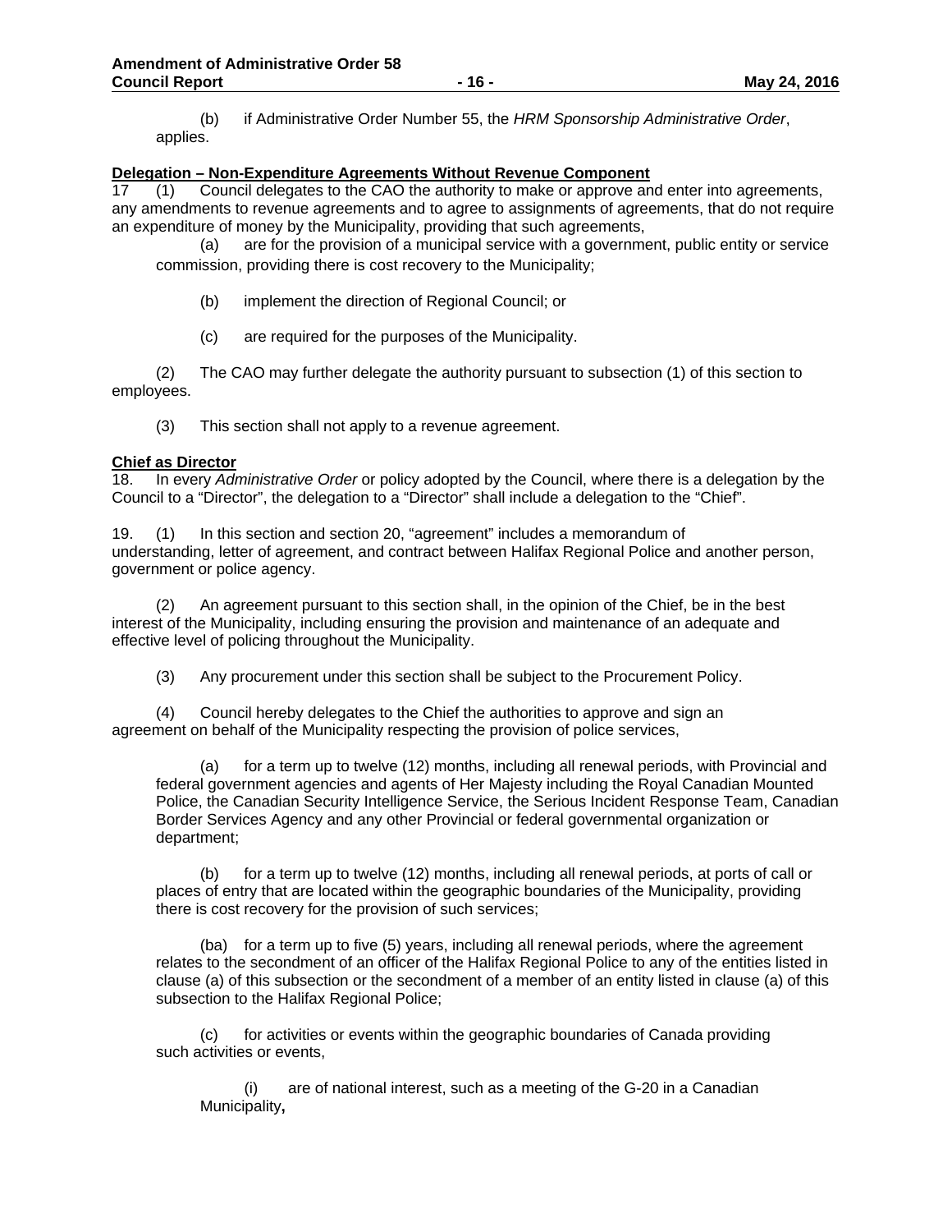(b) if Administrative Order Number 55, the *HRM Sponsorship Administrative Order*, applies.

**Delegation – Non-Expenditure Agreements Without Revenue Component**

17 (1) Council delegates to the CAO the authority to make or approve and enter into agreements, any amendments to revenue agreements and to agree to assignments of agreements, that do not require an expenditure of money by the Municipality, providing that such agreements,

(a) are for the provision of a municipal service with a government, public entity or service commission, providing there is cost recovery to the Municipality;

(b) implement the direction of Regional Council; or

(c) are required for the purposes of the Municipality.

(2) The CAO may further delegate the authority pursuant to subsection (1) of this section to employees.

(3) This section shall not apply to a revenue agreement.

**Chief as Director**

18. In every *Administrative Order* or policy adopted by the Council, where there is a delegation by the Council to a "Director", the delegation to a "Director" shall include a delegation to the "Chief".

19. (1) In this section and section 20, "agreement" includes a memorandum of understanding, letter of agreement, and contract between Halifax Regional Police and another person, government or police agency.

(2) An agreement pursuant to this section shall, in the opinion of the Chief, be in the best interest of the Municipality, including ensuring the provision and maintenance of an adequate and effective level of policing throughout the Municipality.

(3) Any procurement under this section shall be subject to the Procurement Policy.

(4) Council hereby delegates to the Chief the authorities to approve and sign an agreement on behalf of the Municipality respecting the provision of police services,

(a) for a term up to twelve (12) months, including all renewal periods, with Provincial and federal government agencies and agents of Her Majesty including the Royal Canadian Mounted Police, the Canadian Security Intelligence Service, the Serious Incident Response Team, Canadian Border Services Agency and any other Provincial or federal governmental organization or department;

(b) for a term up to twelve (12) months, including all renewal periods, at ports of call or places of entry that are located within the geographic boundaries of the Municipality, providing there is cost recovery for the provision of such services;

(ba) for a term up to five (5) years, including all renewal periods, where the agreement relates to the secondment of an officer of the Halifax Regional Police to any of the entities listed in clause (a) of this subsection or the secondment of a member of an entity listed in clause (a) of this subsection to the Halifax Regional Police;

(c) for activities or events within the geographic boundaries of Canada providing such activities or events,

(i) are of national interest, such as a meeting of the G-20 in a Canadian Municipality**,**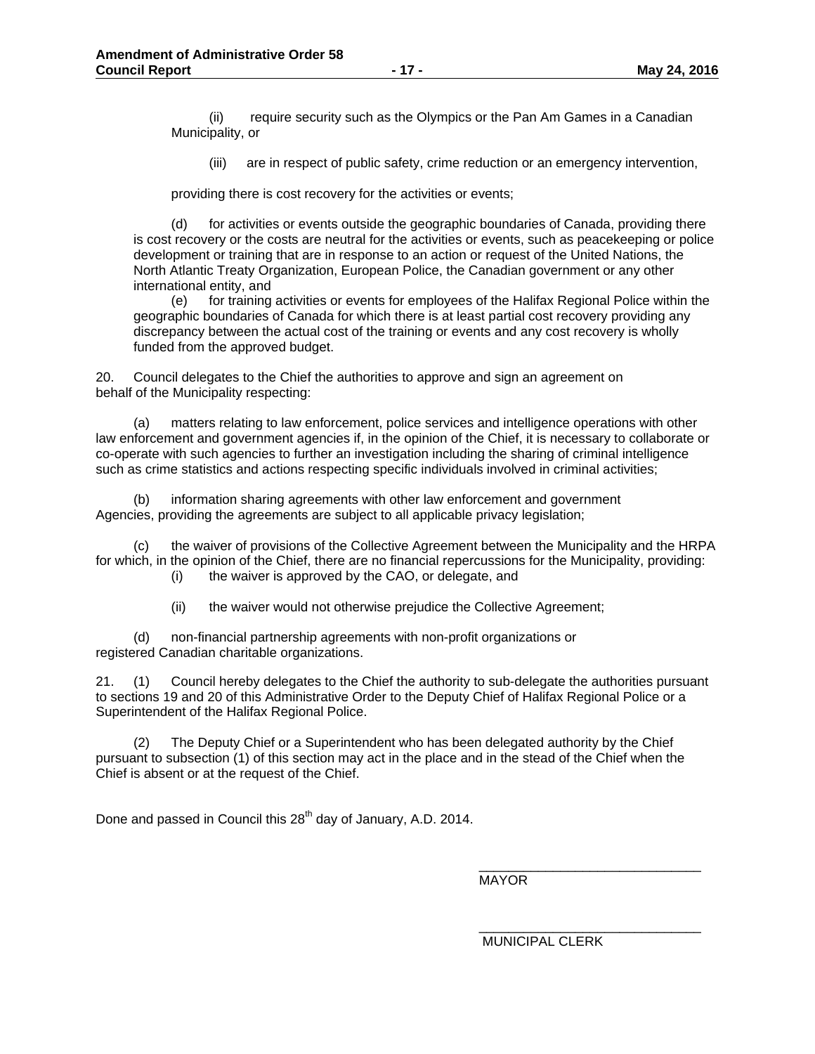(ii) require security such as the Olympics or the Pan Am Games in a Canadian Municipality, or

(iii) are in respect of public safety, crime reduction or an emergency intervention,

providing there is cost recovery for the activities or events;

(d) for activities or events outside the geographic boundaries of Canada, providing there is cost recovery or the costs are neutral for the activities or events, such as peacekeeping or police development or training that are in response to an action or request of the United Nations, the North Atlantic Treaty Organization, European Police, the Canadian government or any other international entity, and

(e) for training activities or events for employees of the Halifax Regional Police within the geographic boundaries of Canada for which there is at least partial cost recovery providing any discrepancy between the actual cost of the training or events and any cost recovery is wholly funded from the approved budget.

20. Council delegates to the Chief the authorities to approve and sign an agreement on behalf of the Municipality respecting:

(a) matters relating to law enforcement, police services and intelligence operations with other law enforcement and government agencies if, in the opinion of the Chief, it is necessary to collaborate or co-operate with such agencies to further an investigation including the sharing of criminal intelligence such as crime statistics and actions respecting specific individuals involved in criminal activities;

(b) information sharing agreements with other law enforcement and government Agencies, providing the agreements are subject to all applicable privacy legislation;

(c) the waiver of provisions of the Collective Agreement between the Municipality and the HRPA for which, in the opinion of the Chief, there are no financial repercussions for the Municipality, providing:

(i) the waiver is approved by the CAO, or delegate, and

(ii) the waiver would not otherwise prejudice the Collective Agreement;

(d) non-financial partnership agreements with non-profit organizations or registered Canadian charitable organizations.

21. (1) Council hereby delegates to the Chief the authority to sub-delegate the authorities pursuant to sections 19 and 20 of this Administrative Order to the Deputy Chief of Halifax Regional Police or a Superintendent of the Halifax Regional Police.

(2) The Deputy Chief or a Superintendent who has been delegated authority by the Chief pursuant to subsection (1) of this section may act in the place and in the stead of the Chief when the Chief is absent or at the request of the Chief.

Done and passed in Council this 28th day of January, A.D. 2014.

\_\_\_\_\_\_\_\_\_\_\_\_\_\_\_\_\_\_\_\_\_\_\_\_\_\_\_\_\_\_
MAYOR

\_\_\_\_\_\_\_\_\_\_\_\_\_\_\_\_\_\_\_\_\_\_\_\_\_\_\_\_\_\_
MUNICIPAL CLERK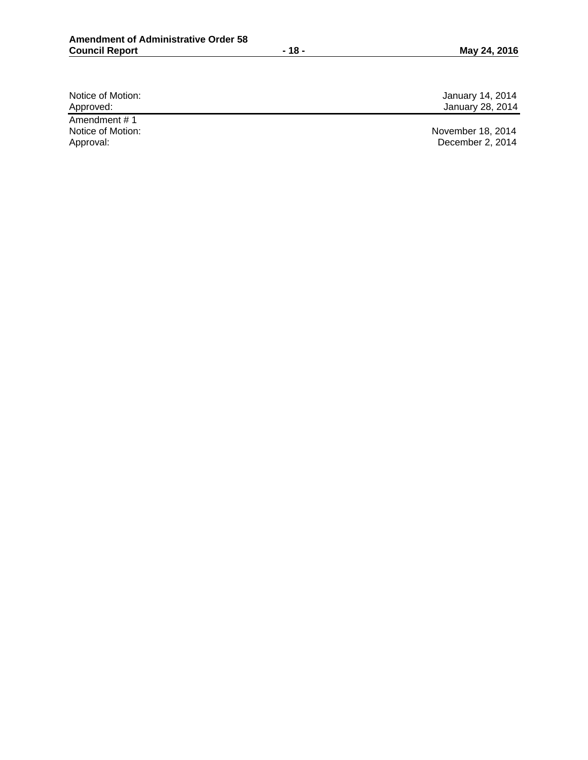| | |
|---|---|
| Notice of Motion: | January 14, 2014 |
| Approved: | January 28, 2014 |
| Amendment # 1 | |
| Notice of Motion: | November 18, 2014 |
| Approval: | December 2, 2014 |